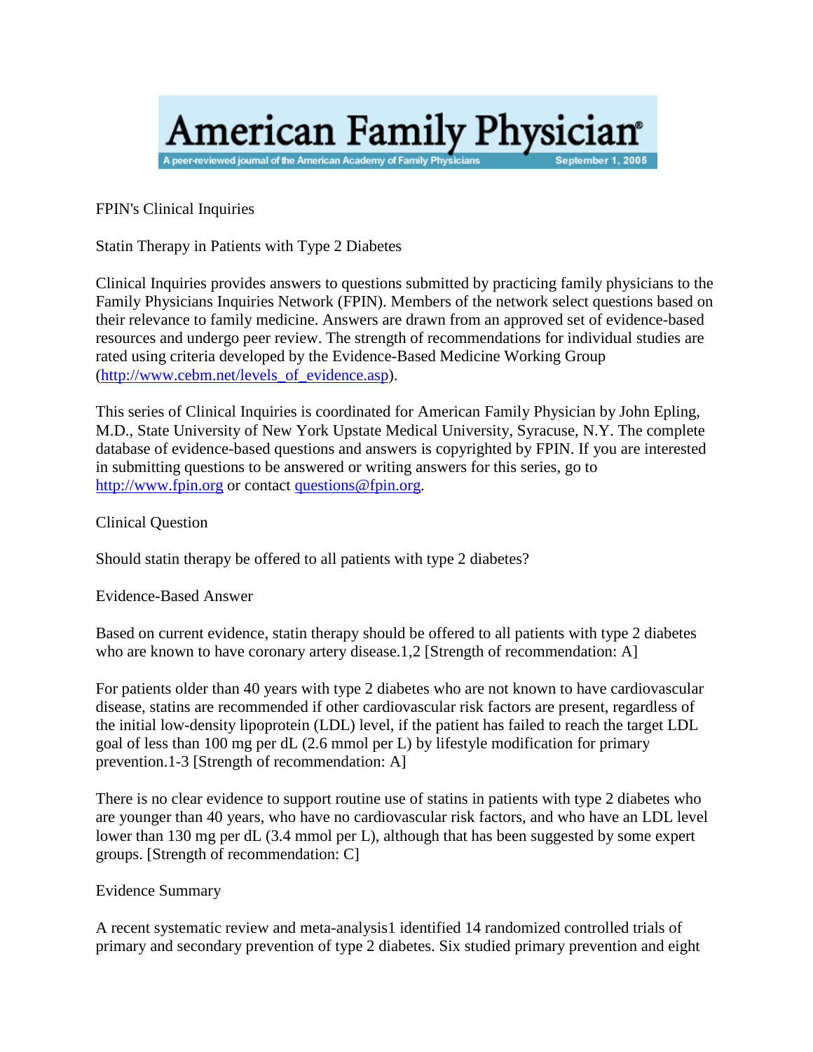American Family Physician — A peer-reviewed journal of the American Academy of Family Physicians — September 1, 2005

FPIN's Clinical Inquiries

# Statin Therapy in Patients with Type 2 Diabetes

Clinical Inquiries provides answers to questions submitted by practicing family physicians to the Family Physicians Inquiries Network (FPIN). Members of the network select questions based on their relevance to family medicine. Answers are drawn from an approved set of evidence-based resources and undergo peer review. The strength of recommendations for individual studies are rated using criteria developed by the Evidence-Based Medicine Working Group (http://www.cebm.net/levels_of_evidence.asp).

This series of Clinical Inquiries is coordinated for American Family Physician by John Epling, M.D., State University of New York Upstate Medical University, Syracuse, N.Y. The complete database of evidence-based questions and answers is copyrighted by FPIN. If you are interested in submitting questions to be answered or writing answers for this series, go to http://www.fpin.org or contact questions@fpin.org.

## Clinical Question

Should statin therapy be offered to all patients with type 2 diabetes?

## Evidence-Based Answer

Based on current evidence, statin therapy should be offered to all patients with type 2 diabetes who are known to have coronary artery disease.[1,2] [Strength of recommendation: A]

For patients older than 40 years with type 2 diabetes who are not known to have cardiovascular disease, statins are recommended if other cardiovascular risk factors are present, regardless of the initial low-density lipoprotein (LDL) level, if the patient has failed to reach the target LDL goal of less than 100 mg per dL (2.6 mmol per L) by lifestyle modification for primary prevention.[1-3] [Strength of recommendation: A]

There is no clear evidence to support routine use of statins in patients with type 2 diabetes who are younger than 40 years, who have no cardiovascular risk factors, and who have an LDL level lower than 130 mg per dL (3.4 mmol per L), although that has been suggested by some expert groups. [Strength of recommendation: C]

## Evidence Summary

A recent systematic review and meta-analysis[1] identified 14 randomized controlled trials of primary and secondary prevention of type 2 diabetes. Six studied primary prevention and eight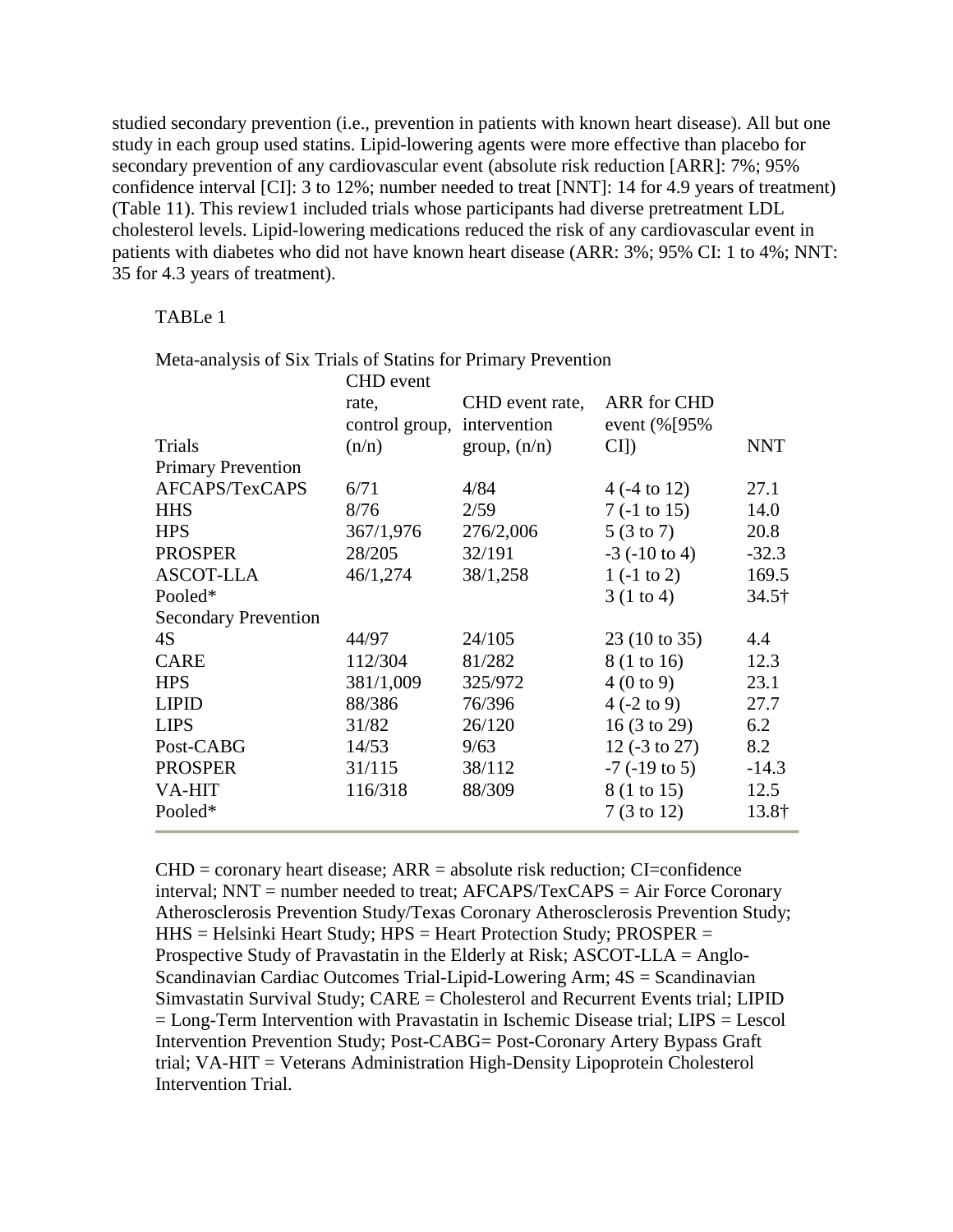studied secondary prevention (i.e., prevention in patients with known heart disease). All but one study in each group used statins. Lipid-lowering agents were more effective than placebo for secondary prevention of any cardiovascular event (absolute risk reduction [ARR]: 7%; 95% confidence interval [CI]: 3 to 12%; number needed to treat [NNT]: 14 for 4.9 years of treatment) (Table 11). This review1 included trials whose participants had diverse pretreatment LDL cholesterol levels. Lipid-lowering medications reduced the risk of any cardiovascular event in patients with diabetes who did not have known heart disease (ARR: 3%; 95% CI: 1 to 4%; NNT: 35 for 4.3 years of treatment).

TABLe 1

Meta-analysis of Six Trials of Statins for Primary Prevention

| Trials | CHD event rate, control group, (n/n) | CHD event rate, intervention group, (n/n) | ARR for CHD event (%[95% CI]) | NNT |
|---|---|---|---|---|
| Primary Prevention | | | | |
| AFCAPS/TexCAPS | 6/71 | 4/84 | 4 (-4 to 12) | 27.1 |
| HHS | 8/76 | 2/59 | 7 (-1 to 15) | 14.0 |
| HPS | 367/1,976 | 276/2,006 | 5 (3 to 7) | 20.8 |
| PROSPER | 28/205 | 32/191 | -3 (-10 to 4) | -32.3 |
| ASCOT-LLA | 46/1,274 | 38/1,258 | 1 (-1 to 2) | 169.5 |
| Pooled* | | | 3 (1 to 4) | 34.5† |
| Secondary Prevention | | | | |
| 4S | 44/97 | 24/105 | 23 (10 to 35) | 4.4 |
| CARE | 112/304 | 81/282 | 8 (1 to 16) | 12.3 |
| HPS | 381/1,009 | 325/972 | 4 (0 to 9) | 23.1 |
| LIPID | 88/386 | 76/396 | 4 (-2 to 9) | 27.7 |
| LIPS | 31/82 | 26/120 | 16 (3 to 29) | 6.2 |
| Post-CABG | 14/53 | 9/63 | 12 (-3 to 27) | 8.2 |
| PROSPER | 31/115 | 38/112 | -7 (-19 to 5) | -14.3 |
| VA-HIT | 116/318 | 88/309 | 8 (1 to 15) | 12.5 |
| Pooled* | | | 7 (3 to 12) | 13.8† |

CHD = coronary heart disease; ARR = absolute risk reduction; CI=confidence interval; NNT = number needed to treat; AFCAPS/TexCAPS = Air Force Coronary Atherosclerosis Prevention Study/Texas Coronary Atherosclerosis Prevention Study; HHS = Helsinki Heart Study; HPS = Heart Protection Study; PROSPER = Prospective Study of Pravastatin in the Elderly at Risk; ASCOT-LLA = Anglo-Scandinavian Cardiac Outcomes Trial-Lipid-Lowering Arm; 4S = Scandinavian Simvastatin Survival Study; CARE = Cholesterol and Recurrent Events trial; LIPID = Long-Term Intervention with Pravastatin in Ischemic Disease trial; LIPS = Lescol Intervention Prevention Study; Post-CABG= Post-Coronary Artery Bypass Graft trial; VA-HIT = Veterans Administration High-Density Lipoprotein Cholesterol Intervention Trial.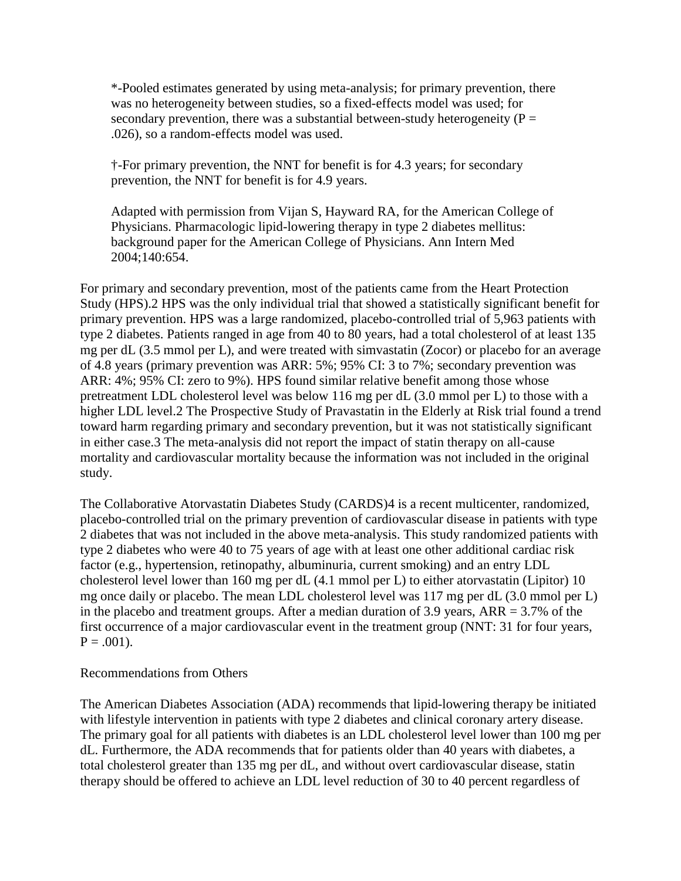*-Pooled estimates generated by using meta-analysis; for primary prevention, there was no heterogeneity between studies, so a fixed-effects model was used; for secondary prevention, there was a substantial between-study heterogeneity (P = .026), so a random-effects model was used.

†-For primary prevention, the NNT for benefit is for 4.3 years; for secondary prevention, the NNT for benefit is for 4.9 years.

Adapted with permission from Vijan S, Hayward RA, for the American College of Physicians. Pharmacologic lipid-lowering therapy in type 2 diabetes mellitus: background paper for the American College of Physicians. Ann Intern Med 2004;140:654.

For primary and secondary prevention, most of the patients came from the Heart Protection Study (HPS).2 HPS was the only individual trial that showed a statistically significant benefit for primary prevention. HPS was a large randomized, placebo-controlled trial of 5,963 patients with type 2 diabetes. Patients ranged in age from 40 to 80 years, had a total cholesterol of at least 135 mg per dL (3.5 mmol per L), and were treated with simvastatin (Zocor) or placebo for an average of 4.8 years (primary prevention was ARR: 5%; 95% CI: 3 to 7%; secondary prevention was ARR: 4%; 95% CI: zero to 9%). HPS found similar relative benefit among those whose pretreatment LDL cholesterol level was below 116 mg per dL (3.0 mmol per L) to those with a higher LDL level.2 The Prospective Study of Pravastatin in the Elderly at Risk trial found a trend toward harm regarding primary and secondary prevention, but it was not statistically significant in either case.3 The meta-analysis did not report the impact of statin therapy on all-cause mortality and cardiovascular mortality because the information was not included in the original study.

The Collaborative Atorvastatin Diabetes Study (CARDS)4 is a recent multicenter, randomized, placebo-controlled trial on the primary prevention of cardiovascular disease in patients with type 2 diabetes that was not included in the above meta-analysis. This study randomized patients with type 2 diabetes who were 40 to 75 years of age with at least one other additional cardiac risk factor (e.g., hypertension, retinopathy, albuminuria, current smoking) and an entry LDL cholesterol level lower than 160 mg per dL (4.1 mmol per L) to either atorvastatin (Lipitor) 10 mg once daily or placebo. The mean LDL cholesterol level was 117 mg per dL (3.0 mmol per L) in the placebo and treatment groups. After a median duration of 3.9 years, ARR = 3.7% of the first occurrence of a major cardiovascular event in the treatment group (NNT: 31 for four years, P = .001).

Recommendations from Others

The American Diabetes Association (ADA) recommends that lipid-lowering therapy be initiated with lifestyle intervention in patients with type 2 diabetes and clinical coronary artery disease. The primary goal for all patients with diabetes is an LDL cholesterol level lower than 100 mg per dL. Furthermore, the ADA recommends that for patients older than 40 years with diabetes, a total cholesterol greater than 135 mg per dL, and without overt cardiovascular disease, statin therapy should be offered to achieve an LDL level reduction of 30 to 40 percent regardless of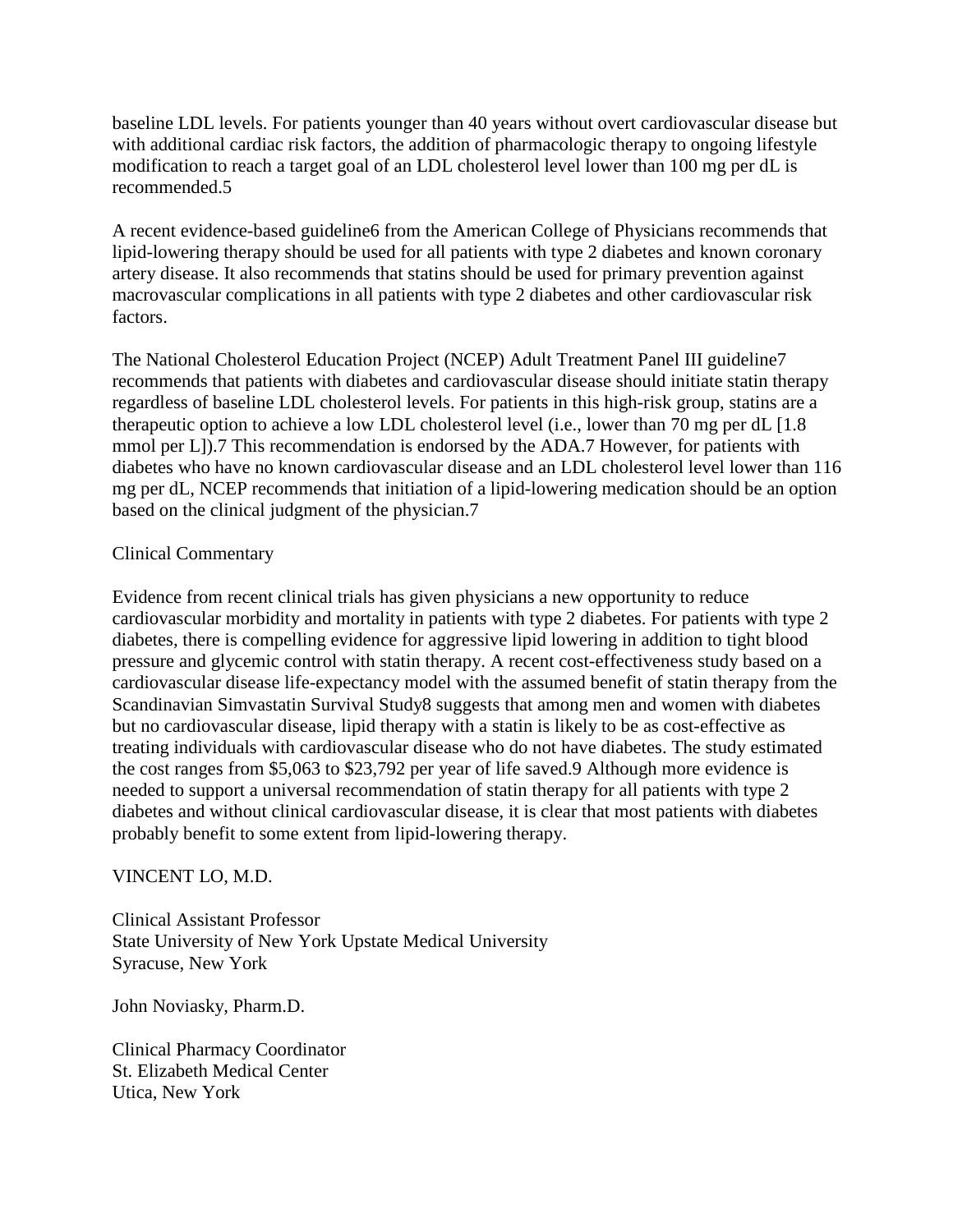baseline LDL levels. For patients younger than 40 years without overt cardiovascular disease but with additional cardiac risk factors, the addition of pharmacologic therapy to ongoing lifestyle modification to reach a target goal of an LDL cholesterol level lower than 100 mg per dL is recommended.5

A recent evidence-based guideline6 from the American College of Physicians recommends that lipid-lowering therapy should be used for all patients with type 2 diabetes and known coronary artery disease. It also recommends that statins should be used for primary prevention against macrovascular complications in all patients with type 2 diabetes and other cardiovascular risk factors.

The National Cholesterol Education Project (NCEP) Adult Treatment Panel III guideline7 recommends that patients with diabetes and cardiovascular disease should initiate statin therapy regardless of baseline LDL cholesterol levels. For patients in this high-risk group, statins are a therapeutic option to achieve a low LDL cholesterol level (i.e., lower than 70 mg per dL [1.8 mmol per L]).7 This recommendation is endorsed by the ADA.7 However, for patients with diabetes who have no known cardiovascular disease and an LDL cholesterol level lower than 116 mg per dL, NCEP recommends that initiation of a lipid-lowering medication should be an option based on the clinical judgment of the physician.7

## Clinical Commentary

Evidence from recent clinical trials has given physicians a new opportunity to reduce cardiovascular morbidity and mortality in patients with type 2 diabetes. For patients with type 2 diabetes, there is compelling evidence for aggressive lipid lowering in addition to tight blood pressure and glycemic control with statin therapy. A recent cost-effectiveness study based on a cardiovascular disease life-expectancy model with the assumed benefit of statin therapy from the Scandinavian Simvastatin Survival Study8 suggests that among men and women with diabetes but no cardiovascular disease, lipid therapy with a statin is likely to be as cost-effective as treating individuals with cardiovascular disease who do not have diabetes. The study estimated the cost ranges from $5,063 to $23,792 per year of life saved.9 Although more evidence is needed to support a universal recommendation of statin therapy for all patients with type 2 diabetes and without clinical cardiovascular disease, it is clear that most patients with diabetes probably benefit to some extent from lipid-lowering therapy.

VINCENT LO, M.D.

Clinical Assistant Professor
State University of New York Upstate Medical University
Syracuse, New York

John Noviasky, Pharm.D.

Clinical Pharmacy Coordinator
St. Elizabeth Medical Center
Utica, New York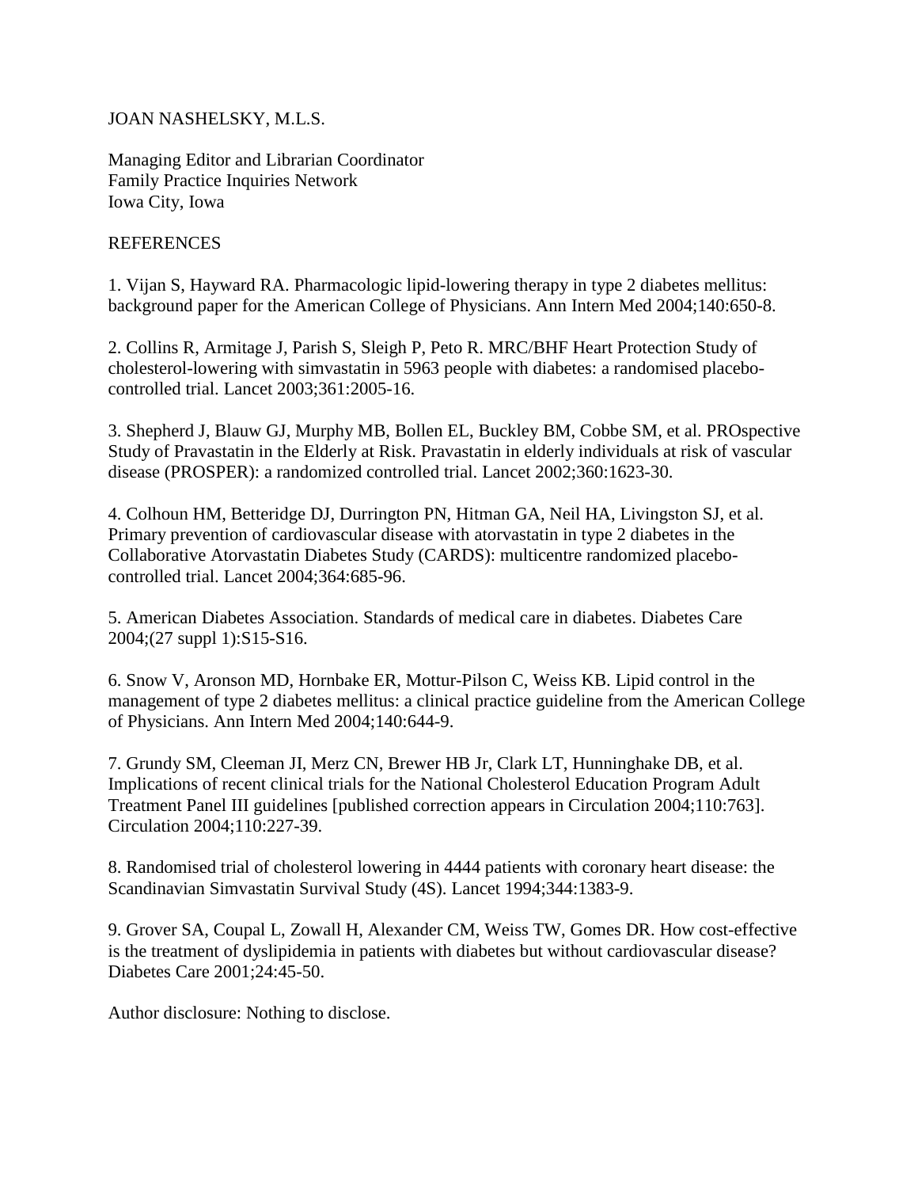JOAN NASHELSKY, M.L.S.

Managing Editor and Librarian Coordinator
Family Practice Inquiries Network
Iowa City, Iowa

## REFERENCES

1. Vijan S, Hayward RA. Pharmacologic lipid-lowering therapy in type 2 diabetes mellitus: background paper for the American College of Physicians. Ann Intern Med 2004;140:650-8.

2. Collins R, Armitage J, Parish S, Sleigh P, Peto R. MRC/BHF Heart Protection Study of cholesterol-lowering with simvastatin in 5963 people with diabetes: a randomised placebo-controlled trial. Lancet 2003;361:2005-16.

3. Shepherd J, Blauw GJ, Murphy MB, Bollen EL, Buckley BM, Cobbe SM, et al. PROspective Study of Pravastatin in the Elderly at Risk. Pravastatin in elderly individuals at risk of vascular disease (PROSPER): a randomized controlled trial. Lancet 2002;360:1623-30.

4. Colhoun HM, Betteridge DJ, Durrington PN, Hitman GA, Neil HA, Livingston SJ, et al. Primary prevention of cardiovascular disease with atorvastatin in type 2 diabetes in the Collaborative Atorvastatin Diabetes Study (CARDS): multicentre randomized placebo-controlled trial. Lancet 2004;364:685-96.

5. American Diabetes Association. Standards of medical care in diabetes. Diabetes Care 2004;(27 suppl 1):S15-S16.

6. Snow V, Aronson MD, Hornbake ER, Mottur-Pilson C, Weiss KB. Lipid control in the management of type 2 diabetes mellitus: a clinical practice guideline from the American College of Physicians. Ann Intern Med 2004;140:644-9.

7. Grundy SM, Cleeman JI, Merz CN, Brewer HB Jr, Clark LT, Hunninghake DB, et al. Implications of recent clinical trials for the National Cholesterol Education Program Adult Treatment Panel III guidelines [published correction appears in Circulation 2004;110:763]. Circulation 2004;110:227-39.

8. Randomised trial of cholesterol lowering in 4444 patients with coronary heart disease: the Scandinavian Simvastatin Survival Study (4S). Lancet 1994;344:1383-9.

9. Grover SA, Coupal L, Zowall H, Alexander CM, Weiss TW, Gomes DR. How cost-effective is the treatment of dyslipidemia in patients with diabetes but without cardiovascular disease? Diabetes Care 2001;24:45-50.

Author disclosure: Nothing to disclose.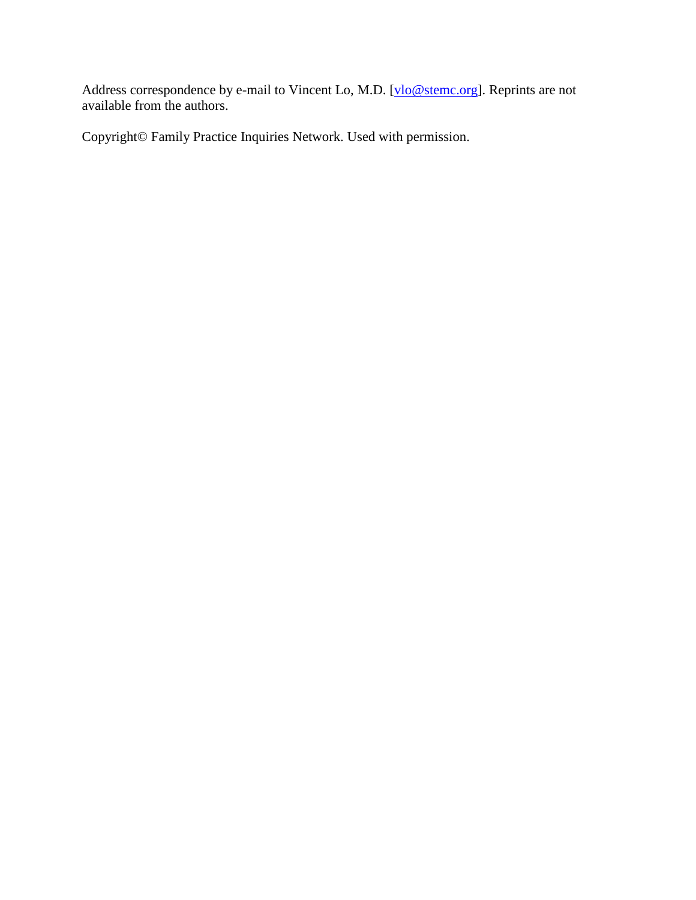Address correspondence by e-mail to Vincent Lo, M.D. [vlo@stemc.org]. Reprints are not available from the authors.

Copyright© Family Practice Inquiries Network. Used with permission.